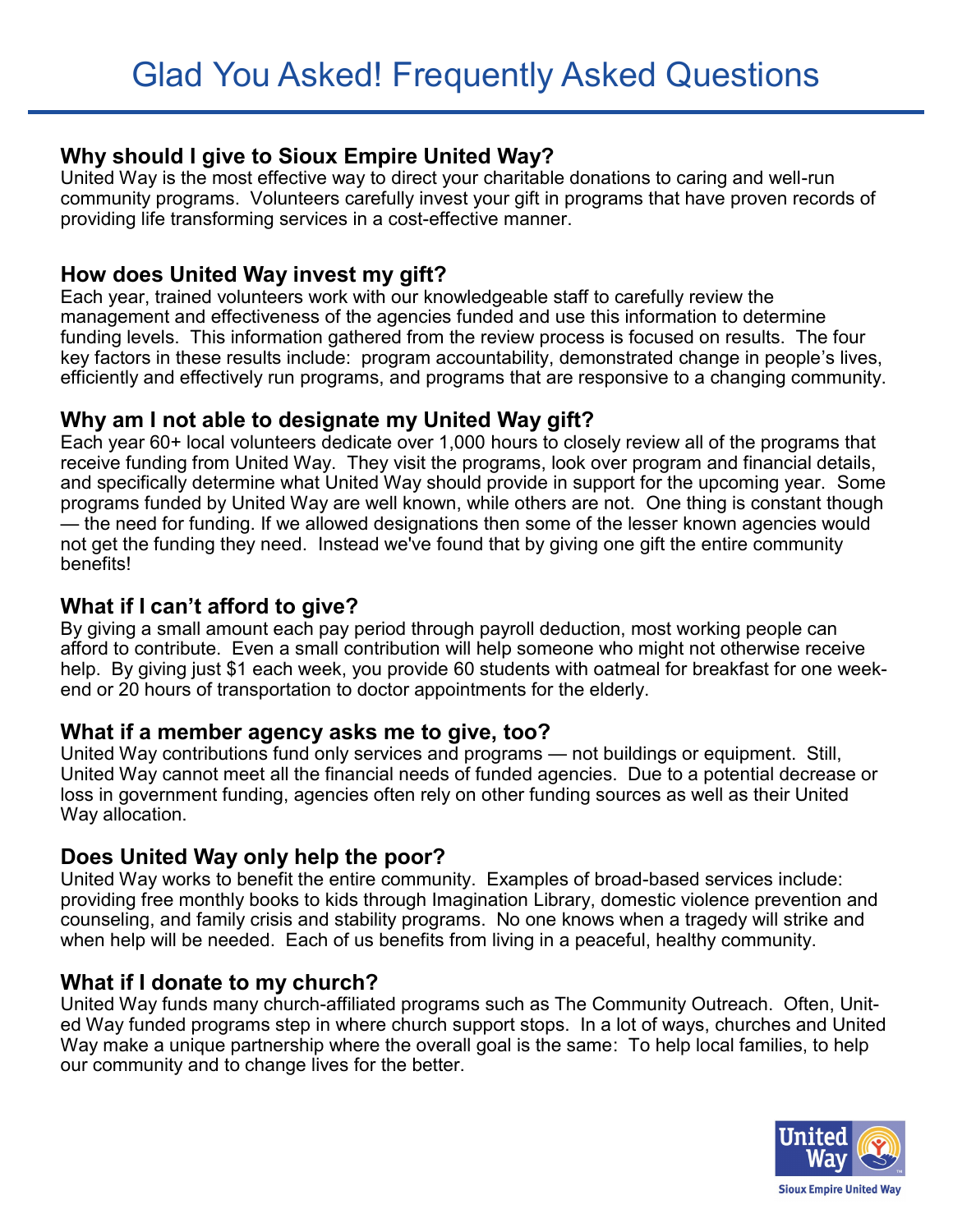# Glad You Asked! Frequently Asked Questions

## Why should I give to Sioux Empire United Way?

United Way is the most effective way to direct your charitable donations to caring and well-run community programs. Volunteers carefully invest your gift in programs that have proven records of providing life transforming services in a cost-effective manner.

## How does United Way invest my gift?

Each year, trained volunteers work with our knowledgeable staff to carefully review the management and effectiveness of the agencies funded and use this information to determine funding levels. This information gathered from the review process is focused on results. The four key factors in these results include: program accountability, demonstrated change in people's lives, efficiently and effectively run programs, and programs that are responsive to a changing community.

## Why am I not able to designate my United Way gift?

Each year 60+ local volunteers dedicate over 1,000 hours to closely review all of the programs that receive funding from United Way. They visit the programs, look over program and financial details, and specifically determine what United Way should provide in support for the upcoming year. Some programs funded by United Way are well known, while others are not. One thing is constant though — the need for funding. If we allowed designations then some of the lesser known agencies would not get the funding they need. Instead we've found that by giving one gift the entire community benefits!

## What if I can't afford to give?

By giving a small amount each pay period through payroll deduction, most working people can afford to contribute. Even a small contribution will help someone who might not otherwise receive help. By giving just $1 each week, you provide 60 students with oatmeal for breakfast for one weekend or 20 hours of transportation to doctor appointments for the elderly.

## What if a member agency asks me to give, too?

United Way contributions fund only services and programs — not buildings or equipment. Still, United Way cannot meet all the financial needs of funded agencies. Due to a potential decrease or loss in government funding, agencies often rely on other funding sources as well as their United Way allocation.

## Does United Way only help the poor?

United Way works to benefit the entire community. Examples of broad-based services include: providing free monthly books to kids through Imagination Library, domestic violence prevention and counseling, and family crisis and stability programs. No one knows when a tragedy will strike and when help will be needed. Each of us benefits from living in a peaceful, healthy community.

## What if I donate to my church?

United Way funds many church-affiliated programs such as The Community Outreach. Often, United Way funded programs step in where church support stops. In a lot of ways, churches and United Way make a unique partnership where the overall goal is the same: To help local families, to help our community and to change lives for the better.

United Way
Sioux Empire United Way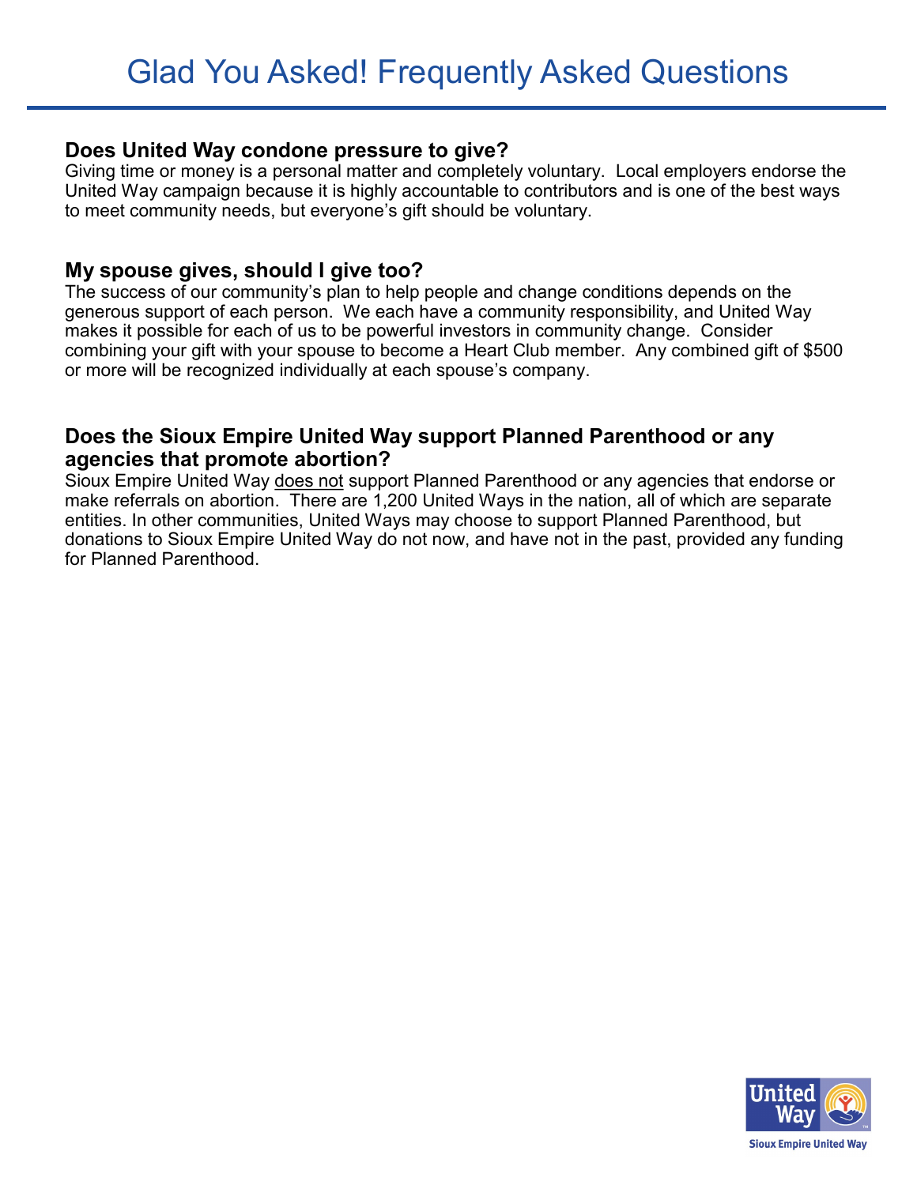# Glad You Asked! Frequently Asked Questions

### Does United Way condone pressure to give?

Giving time or money is a personal matter and completely voluntary. Local employers endorse the United Way campaign because it is highly accountable to contributors and is one of the best ways to meet community needs, but everyone's gift should be voluntary.

### My spouse gives, should I give too?

The success of our community's plan to help people and change conditions depends on the generous support of each person. We each have a community responsibility, and United Way makes it possible for each of us to be powerful investors in community change. Consider combining your gift with your spouse to become a Heart Club member. Any combined gift of $500 or more will be recognized individually at each spouse's company.

### Does the Sioux Empire United Way support Planned Parenthood or any agencies that promote abortion?

Sioux Empire United Way does not support Planned Parenthood or any agencies that endorse or make referrals on abortion. There are 1,200 United Ways in the nation, all of which are separate entities. In other communities, United Ways may choose to support Planned Parenthood, but donations to Sioux Empire United Way do not now, and have not in the past, provided any funding for Planned Parenthood.

United Way

Sioux Empire United Way